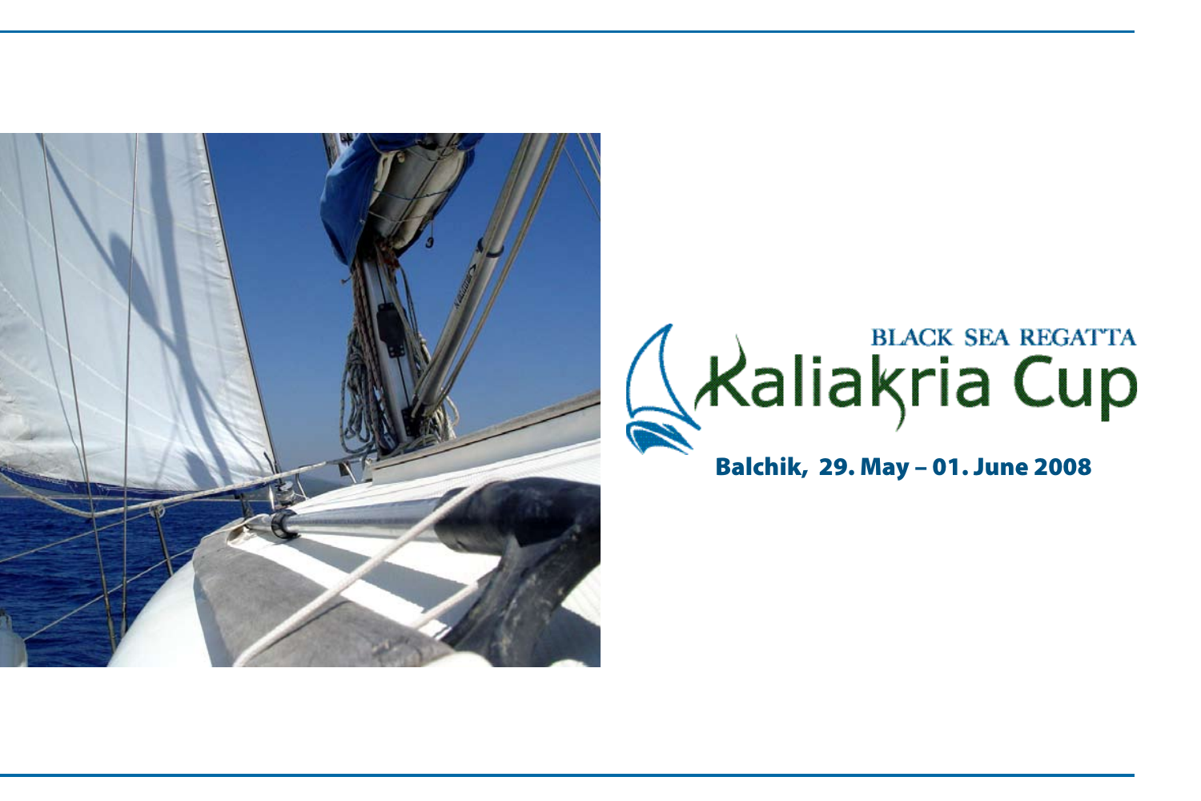BLACK SEA REGATTA

# Kaliakria Cup

**Balchik, 29. May – 01. June 2008**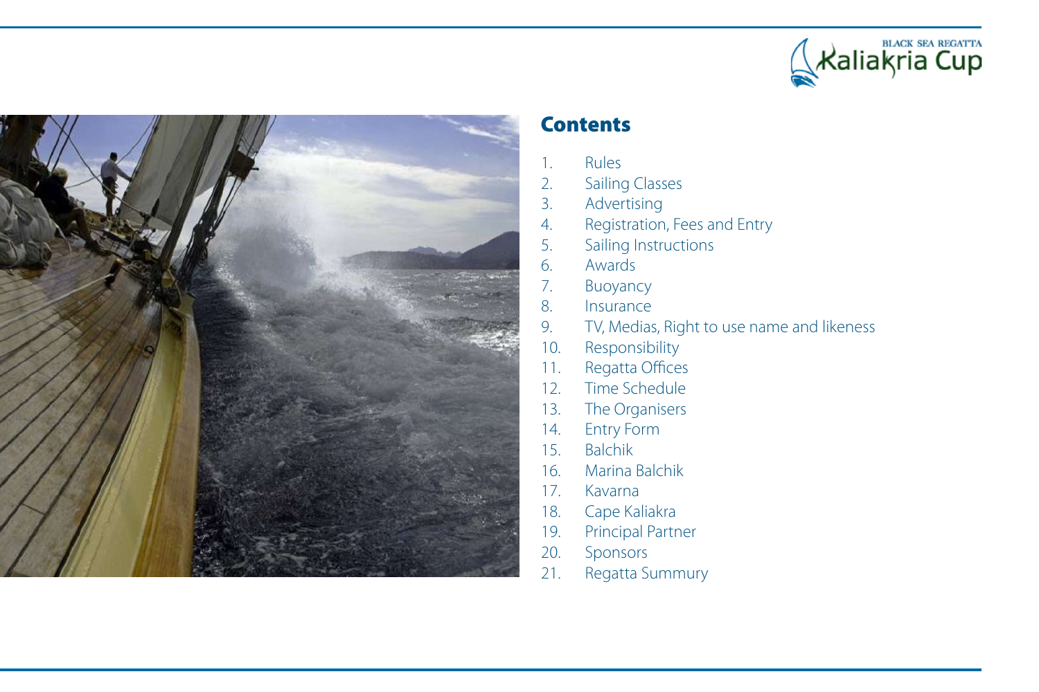## Contents

1. Rules
2. Sailing Classes
3. Advertising
4. Registration, Fees and Entry
5. Sailing Instructions
6. Awards
7. Buoyancy
8. Insurance
9. TV, Medias, Right to use name and likeness
10. Responsibility
11. Regatta Offices
12. Time Schedule
13. The Organisers
14. Entry Form
15. Balchik
16. Marina Balchik
17. Kavarna
18. Cape Kaliakra
19. Principal Partner
20. Sponsors
21. Regatta Summury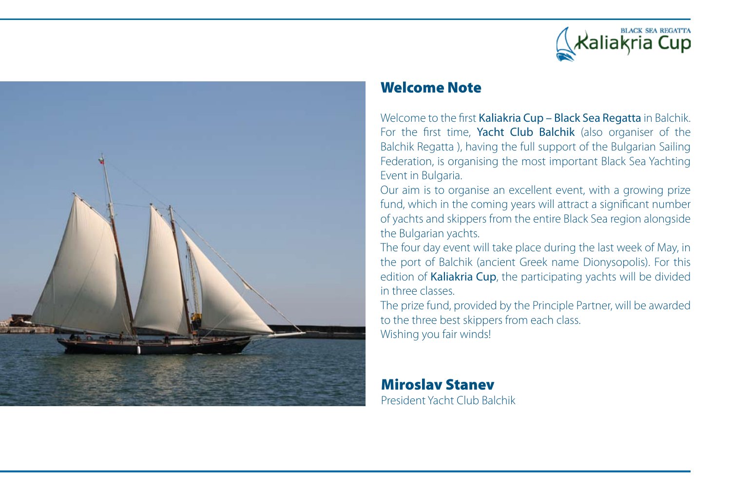## Welcome Note

Welcome to the first Kaliakria Cup – Black Sea Regatta in Balchik. For the first time, Yacht Club Balchik (also organiser of the Balchik Regatta ), having the full support of the Bulgarian Sailing Federation, is organising the most important Black Sea Yachting Event in Bulgaria.

Our aim is to organise an excellent event, with a growing prize fund, which in the coming years will attract a significant number of yachts and skippers from the entire Black Sea region alongside the Bulgarian yachts.

The four day event will take place during the last week of May, in the port of Balchik (ancient Greek name Dionysopolis). For this edition of Kaliakria Cup, the participating yachts will be divided in three classes.

The prize fund, provided by the Principle Partner, will be awarded to the three best skippers from each class.

Wishing you fair winds!

**Miroslav Stanev**
President Yacht Club Balchik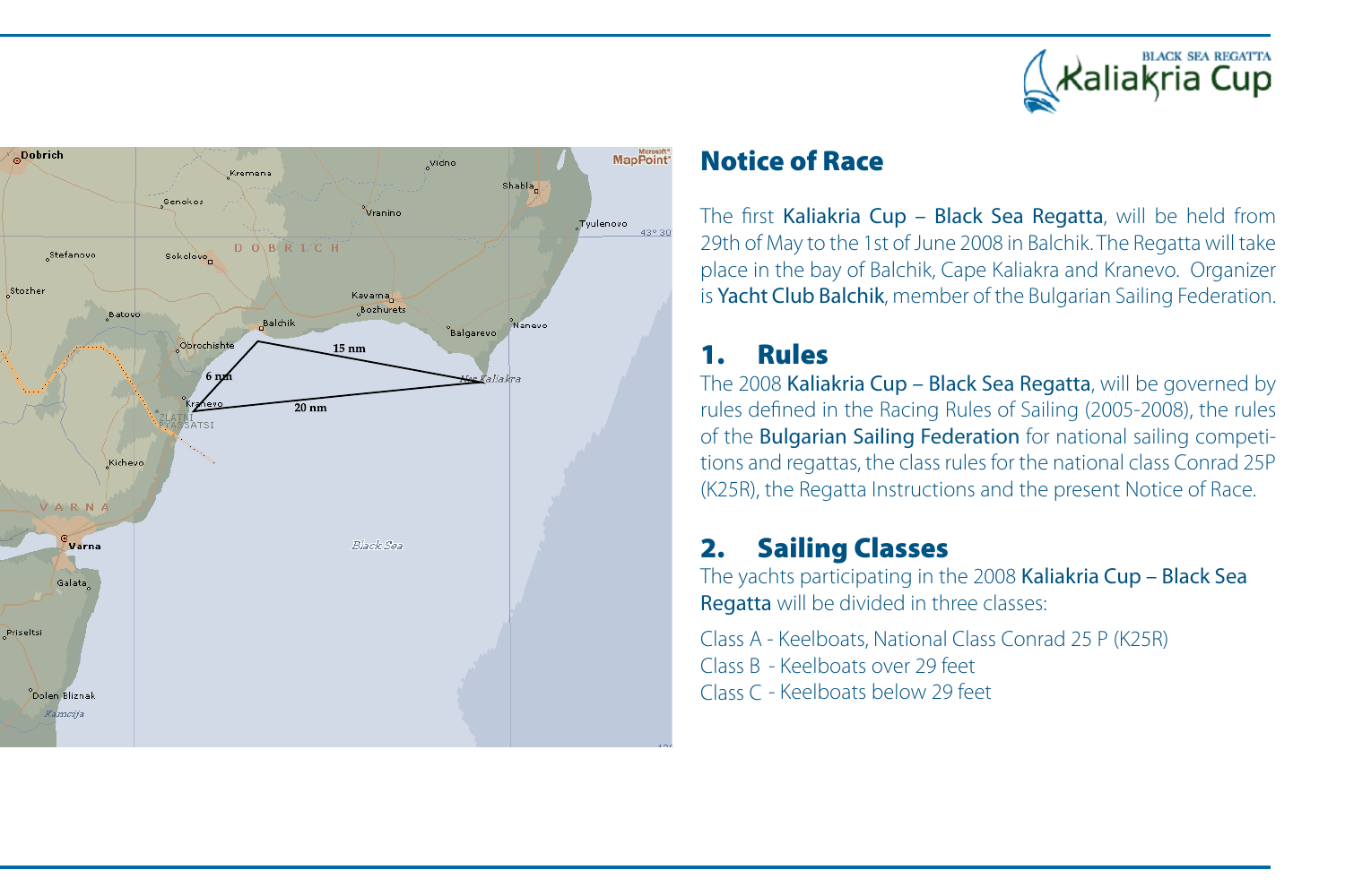## Notice of Race

The first **Kaliakria Cup – Black Sea Regatta**, will be held from 29th of May to the 1st of June 2008 in Balchik. The Regatta will take place in the bay of Balchik, Cape Kaliakra and Kranevo. Organizer is **Yacht Club Balchik**, member of the Bulgarian Sailing Federation.

## 1. Rules

The 2008 **Kaliakria Cup – Black Sea Regatta**, will be governed by rules defined in the Racing Rules of Sailing (2005-2008), the rules of the **Bulgarian Sailing Federation** for national sailing competitions and regattas, the class rules for the national class Conrad 25P (K25R), the Regatta Instructions and the present Notice of Race.

## 2. Sailing Classes

The yachts participating in the 2008 **Kaliakria Cup – Black Sea Regatta** will be divided in three classes:

Class A - Keelboats, National Class Conrad 25 P (K25R)
Class B - Keelboats over 29 feet
Class C - Keelboats below 29 feet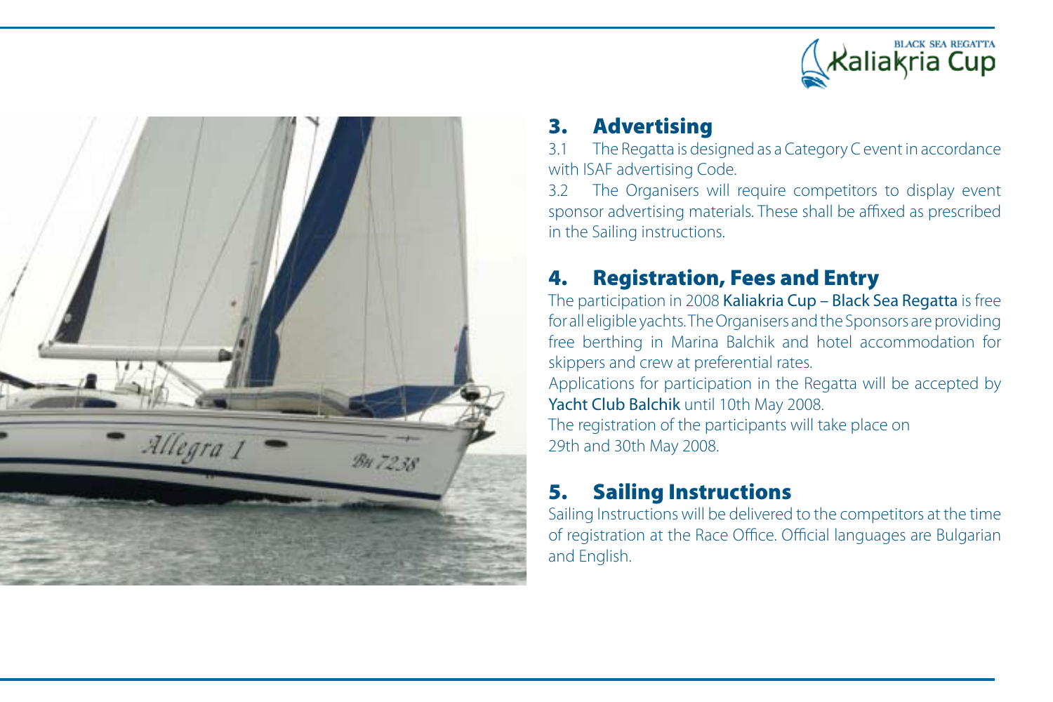## 3. Advertising

3.1 The Regatta is designed as a Category C event in accordance with ISAF advertising Code.

3.2 The Organisers will require competitors to display event sponsor advertising materials. These shall be affixed as prescribed in the Sailing instructions.

## 4. Registration, Fees and Entry

The participation in 2008 Kaliakria Cup – Black Sea Regatta is free for all eligible yachts. The Organisers and the Sponsors are providing free berthing in Marina Balchik and hotel accommodation for skippers and crew at preferential rates.

Applications for participation in the Regatta will be accepted by Yacht Club Balchik until 10th May 2008.

The registration of the participants will take place on 29th and 30th May 2008.

## 5. Sailing Instructions

Sailing Instructions will be delivered to the competitors at the time of registration at the Race Office. Official languages are Bulgarian and English.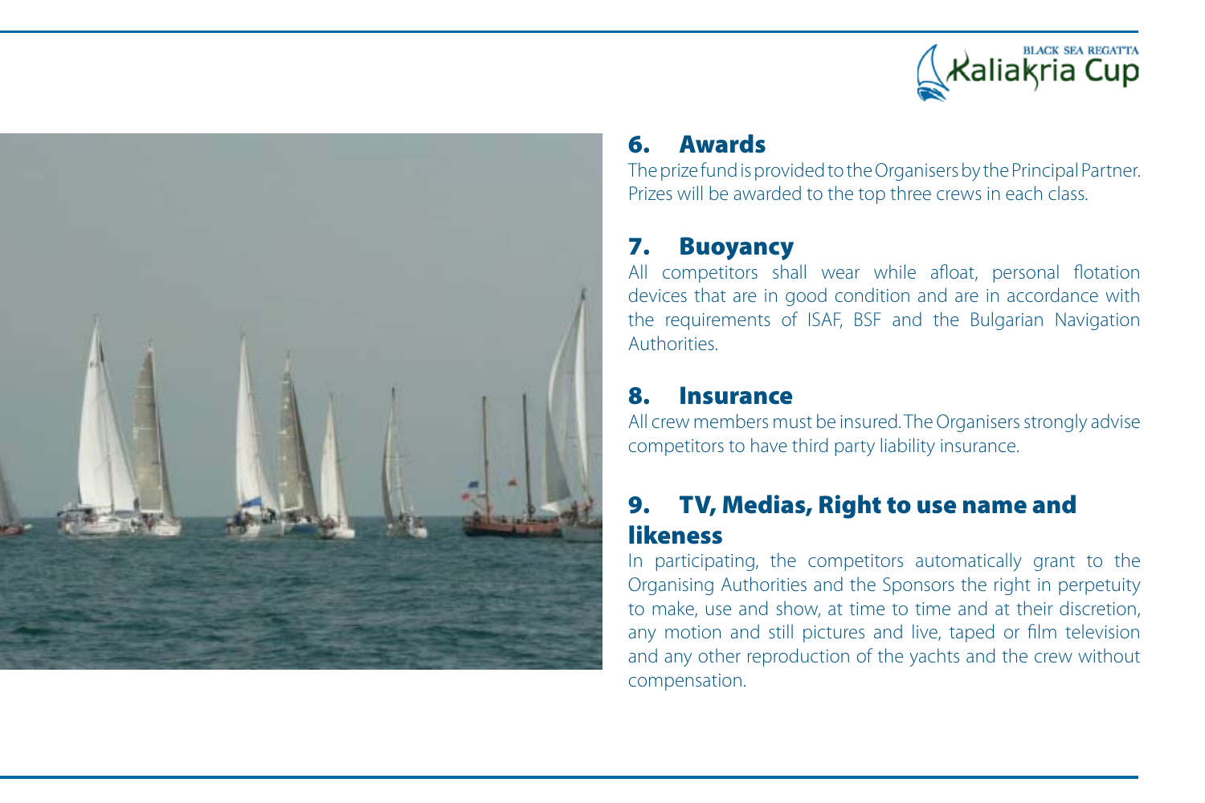## 6. Awards

The prize fund is provided to the Organisers by the Principal Partner. Prizes will be awarded to the top three crews in each class.

## 7. Buoyancy

All competitors shall wear while afloat, personal flotation devices that are in good condition and are in accordance with the requirements of ISAF, BSF and the Bulgarian Navigation Authorities.

## 8. Insurance

All crew members must be insured. The Organisers strongly advise competitors to have third party liability insurance.

## 9. TV, Medias, Right to use name and likeness

In participating, the competitors automatically grant to the Organising Authorities and the Sponsors the right in perpetuity to make, use and show, at time to time and at their discretion, any motion and still pictures and live, taped or film television and any other reproduction of the yachts and the crew without compensation.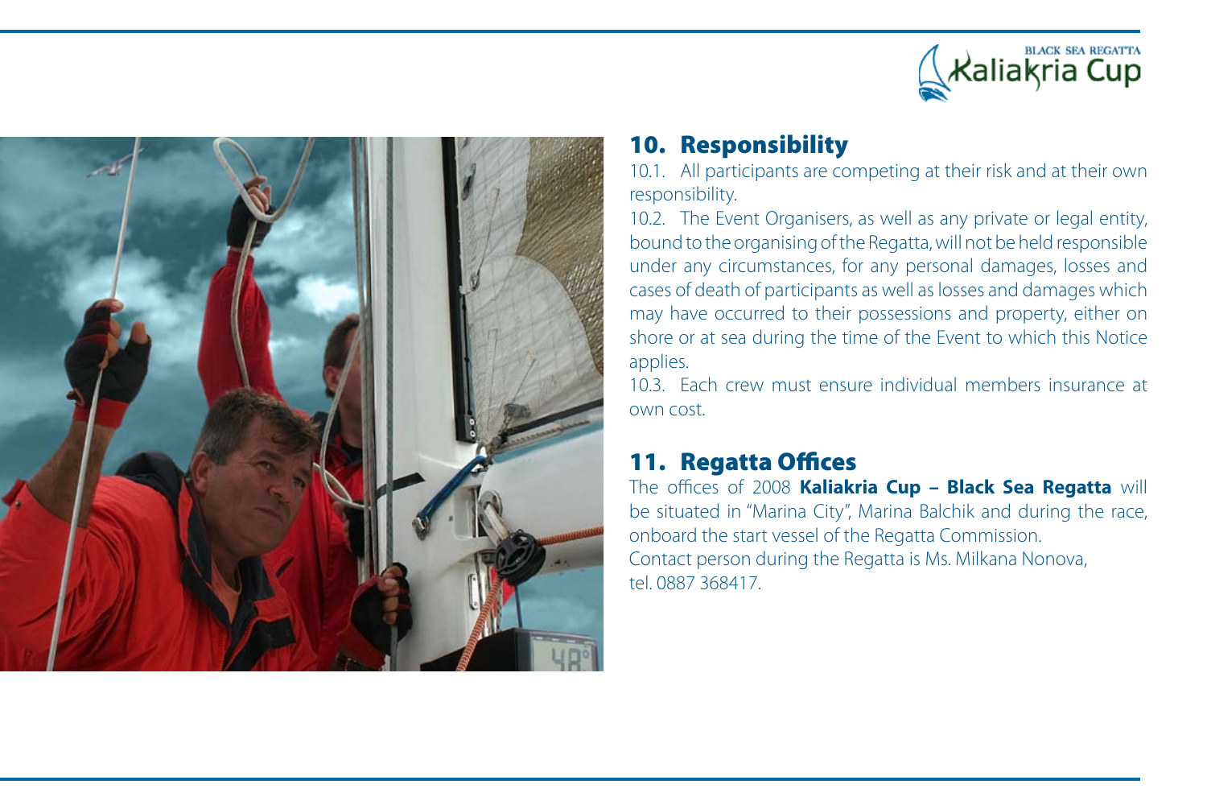## 10. Responsibility

10.1. All participants are competing at their risk and at their own responsibility.

10.2. The Event Organisers, as well as any private or legal entity, bound to the organising of the Regatta, will not be held responsible under any circumstances, for any personal damages, losses and cases of death of participants as well as losses and damages which may have occurred to their possessions and property, either on shore or at sea during the time of the Event to which this Notice applies.

10.3. Each crew must ensure individual members insurance at own cost.

## 11. Regatta Offices

The offices of 2008 **Kaliakria Cup – Black Sea Regatta** will be situated in "Marina City", Marina Balchik and during the race, onboard the start vessel of the Regatta Commission.

Contact person during the Regatta is Ms. Milkana Nonova, tel. 0887 368417.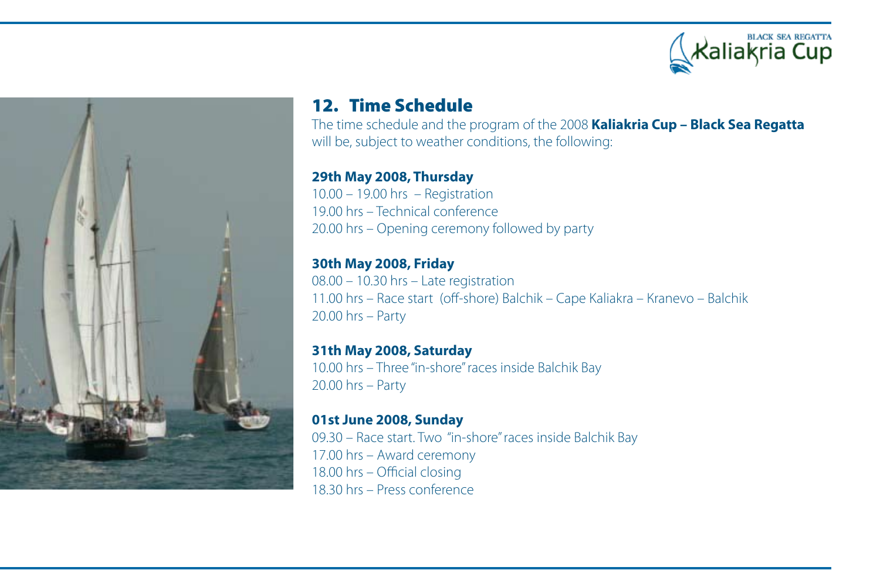## 12. Time Schedule

The time schedule and the program of the 2008 **Kaliakria Cup – Black Sea Regatta** will be, subject to weather conditions, the following:

**29th May 2008, Thursday**

10.00 – 19.00 hrs – Registration
19.00 hrs – Technical conference
20.00 hrs – Opening ceremony followed by party

**30th May 2008, Friday**

08.00 – 10.30 hrs – Late registration
11.00 hrs – Race start (off-shore) Balchik – Cape Kaliakra – Kranevo – Balchik
20.00 hrs – Party

**31th May 2008, Saturday**

10.00 hrs – Three "in-shore" races inside Balchik Bay
20.00 hrs – Party

**01st June 2008, Sunday**

09.30 – Race start. Two "in-shore" races inside Balchik Bay
17.00 hrs – Award ceremony
18.00 hrs – Official closing
18.30 hrs – Press conference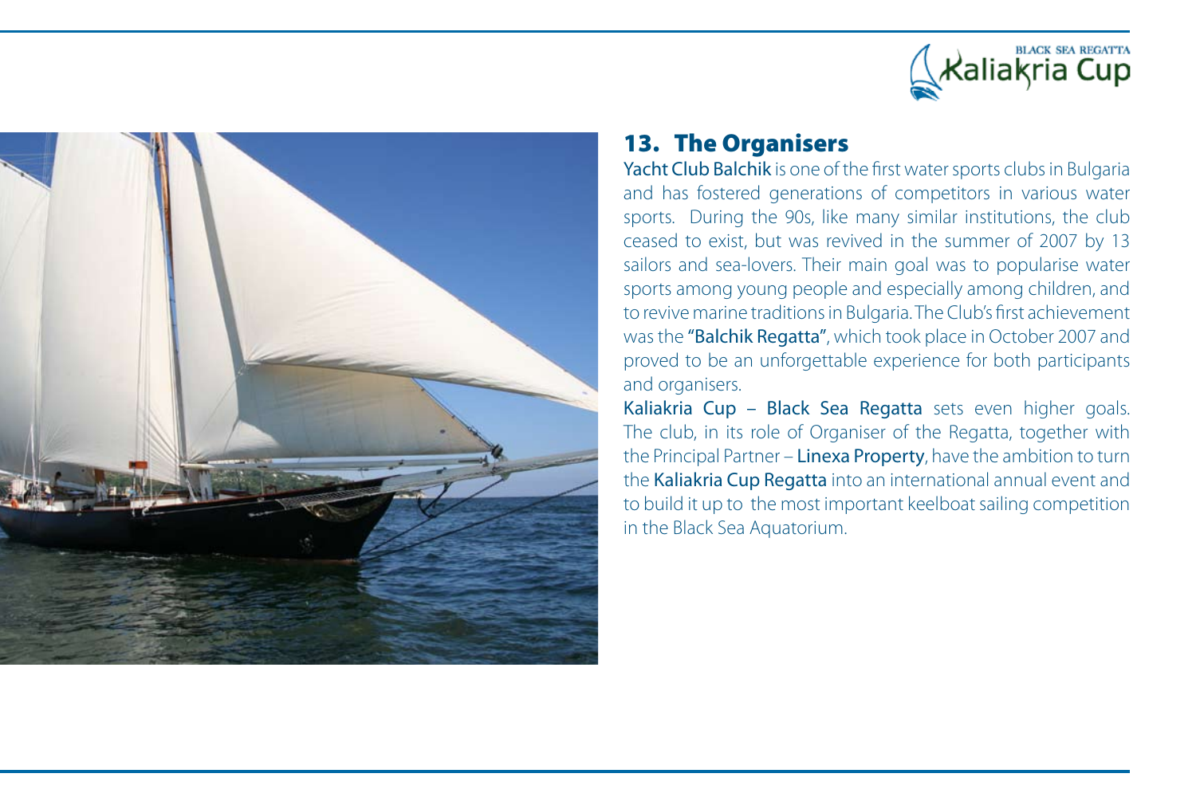## 13. The Organisers

**Yacht Club Balchik** is one of the first water sports clubs in Bulgaria and has fostered generations of competitors in various water sports. During the 90s, like many similar institutions, the club ceased to exist, but was revived in the summer of 2007 by 13 sailors and sea-lovers. Their main goal was to popularise water sports among young people and especially among children, and to revive marine traditions in Bulgaria. The Club's first achievement was the **"Balchik Regatta"**, which took place in October 2007 and proved to be an unforgettable experience for both participants and organisers.

**Kaliakria Cup – Black Sea Regatta** sets even higher goals. The club, in its role of Organiser of the Regatta, together with the Principal Partner – **Linexa Property**, have the ambition to turn the **Kaliakria Cup Regatta** into an international annual event and to build it up to the most important keelboat sailing competition in the Black Sea Aquatorium.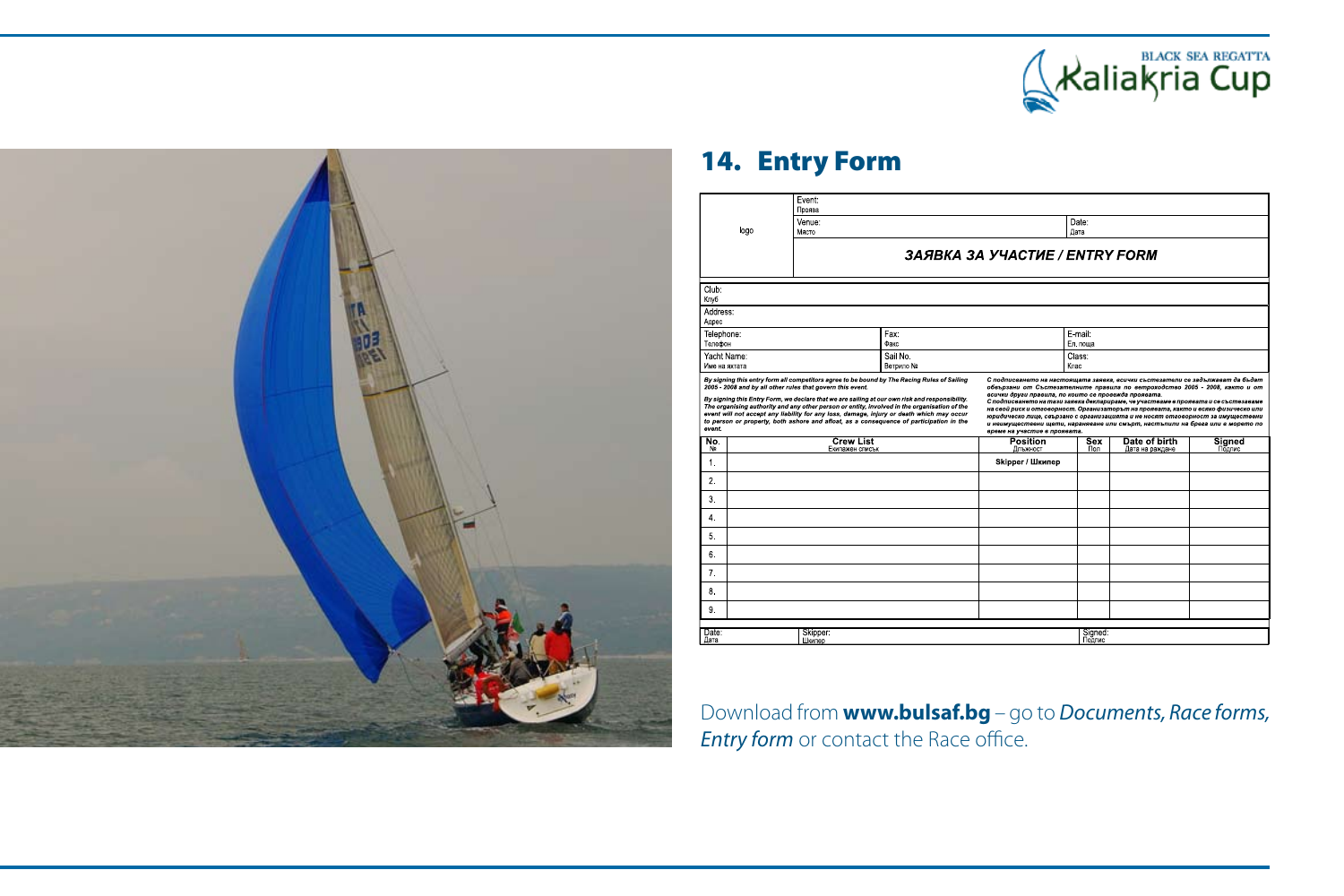## 14. Entry Form

| logo | Event: Проява | |
|---|---|---|
| | Venue: Място | Date: Дата |
| | ***ЗАЯВКА ЗА УЧАСТИЕ / ENTRY FORM*** | |

| Club: Клуб | | |
|---|---|---|
| Address: Адрес | | |
| Telephone: Телефон | Fax: Факс | E-mail: Ел. поща |
| Yacht Name: Име на яхтата | Sail No. Ветрило № | Class: Клас |

*By signing this entry form all competitors agree to be bound by The Racing Rules of Sailing 2005 - 2008 and by all other rules that govern this event.*

*By signing this Entry Form, we declare that we are sailing at our own risk and responsibility. The organising authority and any other person or entity, involved in the organisation of the event will not accept any liability for any loss, damage, injury or death which may occur to person or property, both ashore and afloat, as a consequence of participation in the event.*

*С подписването на настоящата заявка, всички състезатели се задължават да бъдат обвързани от Състезателните правила по ветроходство 2005 - 2008, както и от всички други правила, по които се провежда проявата.*

*С подписването на тази заявка декларираме, че участваме в проявата и се състезаваме на свой риск и отговорност. Организаторът на проявата, както и всяко физическо или юридическо лице, свързано с организацията и не носят отговорност за имуществени и неимуществени щети, нараняване или смърт, настъпили на брега или в морето по време на участие в проявата.*

| No. № | Crew List Екипажен списък | Position Длъжност | Sex Пол | Date of birth Дата на раждане | Signed Подпис |
|---|---|---|---|---|---|
| 1. | | Skipper / Шкипер | | | |
| 2. | | | | | |
| 3. | | | | | |
| 4. | | | | | |
| 5. | | | | | |
| 6. | | | | | |
| 7. | | | | | |
| 8. | | | | | |
| 9. | | | | | |

| Date: Дата | Skipper: Шкипер | Signed: Подпис |
|---|---|---|

Download from **www.bulsaf.bg** – go to *Documents, Race forms, Entry form* or contact the Race office.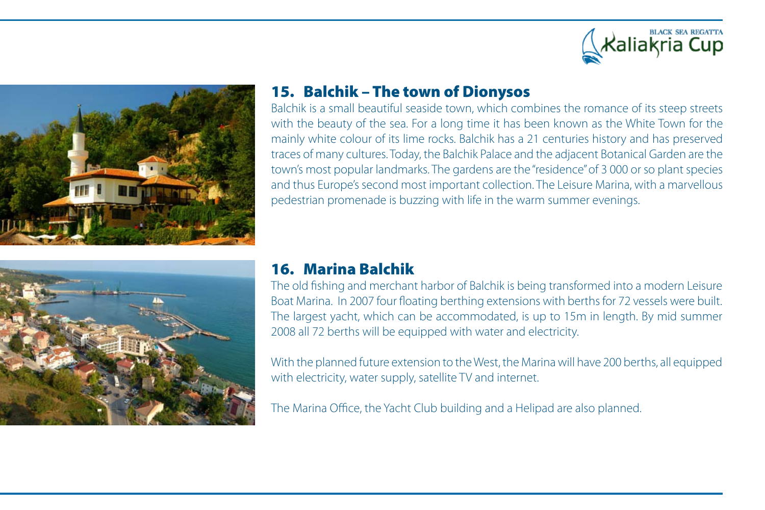## 15. Balchik – The town of Dionysos

Balchik is a small beautiful seaside town, which combines the romance of its steep streets with the beauty of the sea. For a long time it has been known as the White Town for the mainly white colour of its lime rocks. Balchik has a 21 centuries history and has preserved traces of many cultures. Today, the Balchik Palace and the adjacent Botanical Garden are the town's most popular landmarks. The gardens are the "residence" of 3 000 or so plant species and thus Europe's second most important collection. The Leisure Marina, with a marvellous pedestrian promenade is buzzing with life in the warm summer evenings.

## 16. Marina Balchik

The old fishing and merchant harbor of Balchik is being transformed into a modern Leisure Boat Marina. In 2007 four floating berthing extensions with berths for 72 vessels were built. The largest yacht, which can be accommodated, is up to 15m in length. By mid summer 2008 all 72 berths will be equipped with water and electricity.

With the planned future extension to the West, the Marina will have 200 berths, all equipped with electricity, water supply, satellite TV and internet.

The Marina Office, the Yacht Club building and a Helipad are also planned.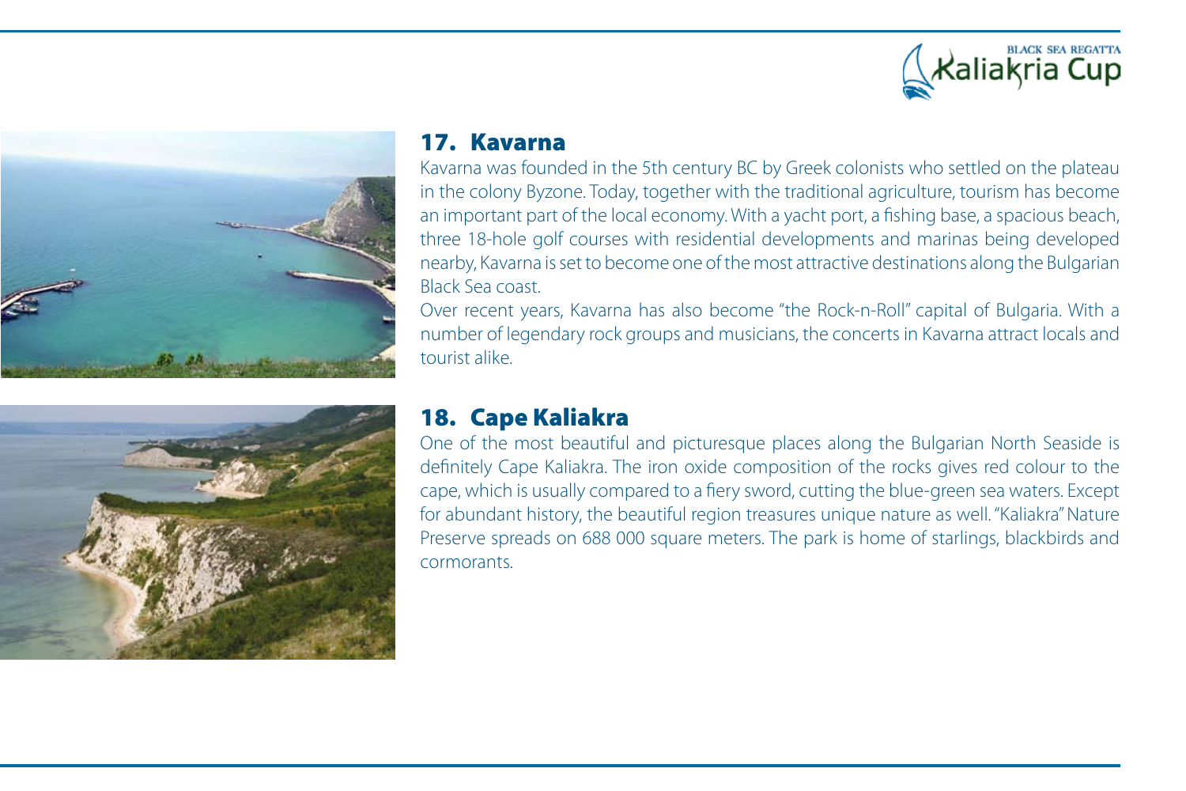## 17. Kavarna

Kavarna was founded in the 5th century BC by Greek colonists who settled on the plateau in the colony Byzone. Today, together with the traditional agriculture, tourism has become an important part of the local economy. With a yacht port, a fishing base, a spacious beach, three 18-hole golf courses with residential developments and marinas being developed nearby, Kavarna is set to become one of the most attractive destinations along the Bulgarian Black Sea coast.

Over recent years, Kavarna has also become "the Rock-n-Roll" capital of Bulgaria. With a number of legendary rock groups and musicians, the concerts in Kavarna attract locals and tourist alike.

## 18. Cape Kaliakra

One of the most beautiful and picturesque places along the Bulgarian North Seaside is definitely Cape Kaliakra. The iron oxide composition of the rocks gives red colour to the cape, which is usually compared to a fiery sword, cutting the blue-green sea waters. Except for abundant history, the beautiful region treasures unique nature as well. "Kaliakra" Nature Preserve spreads on 688 000 square meters. The park is home of starlings, blackbirds and cormorants.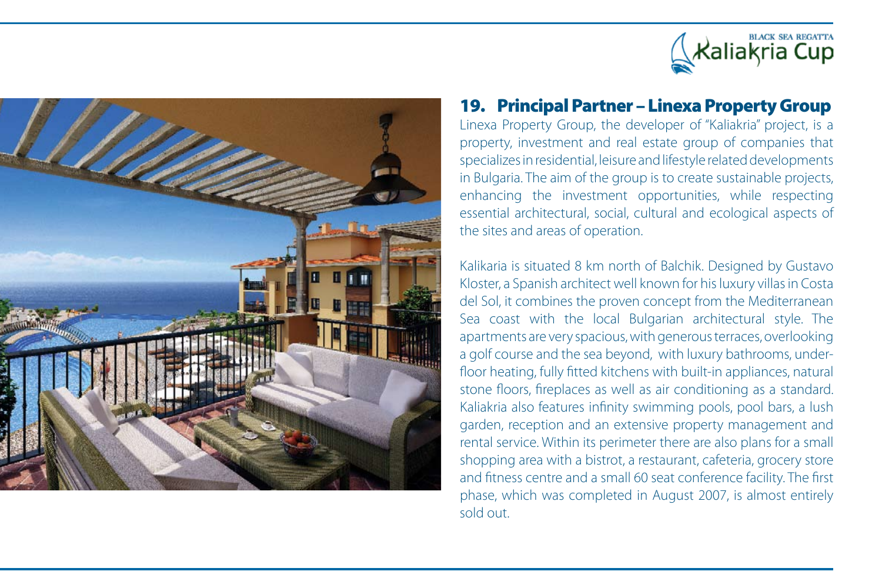## 19. Principal Partner – Linexa Property Group

Linexa Property Group, the developer of "Kaliakria" project, is a property, investment and real estate group of companies that specializes in residential, leisure and lifestyle related developments in Bulgaria. The aim of the group is to create sustainable projects, enhancing the investment opportunities, while respecting essential architectural, social, cultural and ecological aspects of the sites and areas of operation.

Kalikaria is situated 8 km north of Balchik. Designed by Gustavo Kloster, a Spanish architect well known for his luxury villas in Costa del Sol, it combines the proven concept from the Mediterranean Sea coast with the local Bulgarian architectural style. The apartments are very spacious, with generous terraces, overlooking a golf course and the sea beyond, with luxury bathrooms, underfloor heating, fully fitted kitchens with built-in appliances, natural stone floors, fireplaces as well as air conditioning as a standard. Kaliakria also features infinity swimming pools, pool bars, a lush garden, reception and an extensive property management and rental service. Within its perimeter there are also plans for a small shopping area with a bistrot, a restaurant, cafeteria, grocery store and fitness centre and a small 60 seat conference facility. The first phase, which was completed in August 2007, is almost entirely sold out.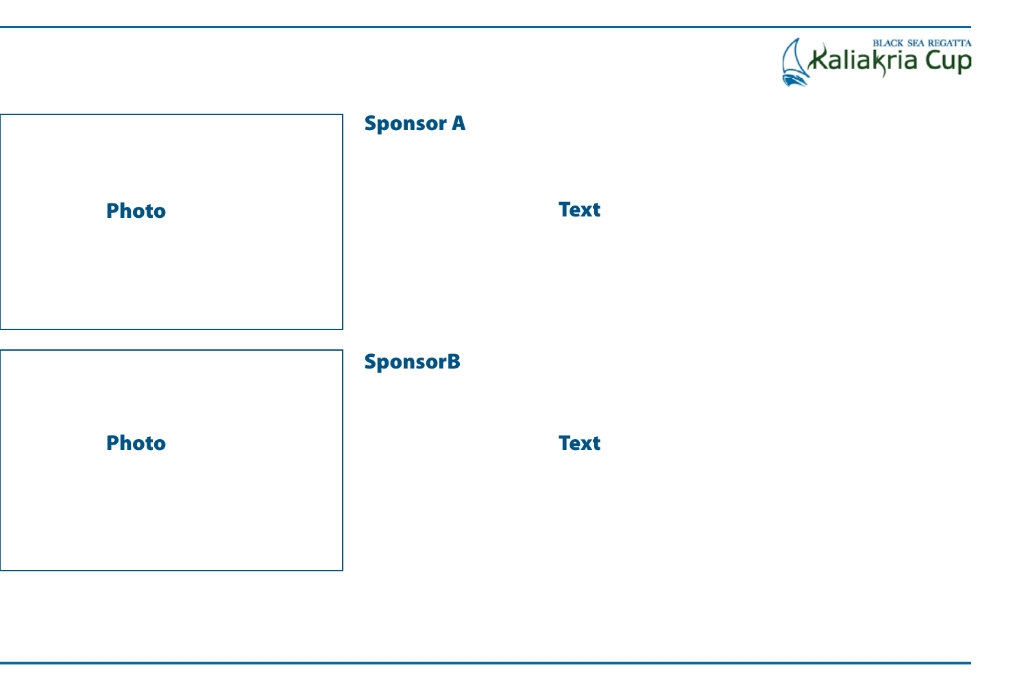Photo

## Sponsor A

Text

Photo

## SponsorB

Text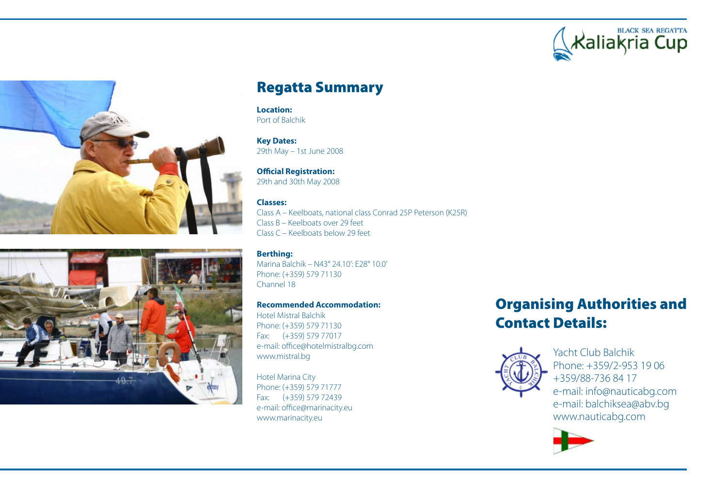BLACK SEA REGATTA
Kaliakria Cup

## Regatta Summary

**Location:**
Port of Balchik

**Key Dates:**
29th May – 1st June 2008

**Official Registration:**
29th and 30th May 2008

**Classes:**
Class A – Keelboats, national class Conrad 25P Peterson (K25R)
Class B – Keelboats over 29 feet
Class C – Keelboats below 29 feet

**Berthing:**
Marina Balchik – N43° 24.10': E28° 10.0'
Phone: (+359) 579 71130
Channel 18

**Recommended Accommodation:**
Hotel Mistral Balchik
Phone: (+359) 579 71130
Fax: (+359) 579 77017
e-mail: office@hotelmistralbg.com
www.mistral.bg

Hotel Marina City
Phone: (+359) 579 71777
Fax: (+359) 579 72439
e-mail: office@marinacity.eu
www.marinacity.eu

## Organising Authorities and Contact Details:

Yacht Club Balchik
Phone: +359/2-953 19 06
+359/88-736 84 17
e-mail: info@nauticabg.com
e-mail: balchiksea@abv.bg
www.nauticabg.com